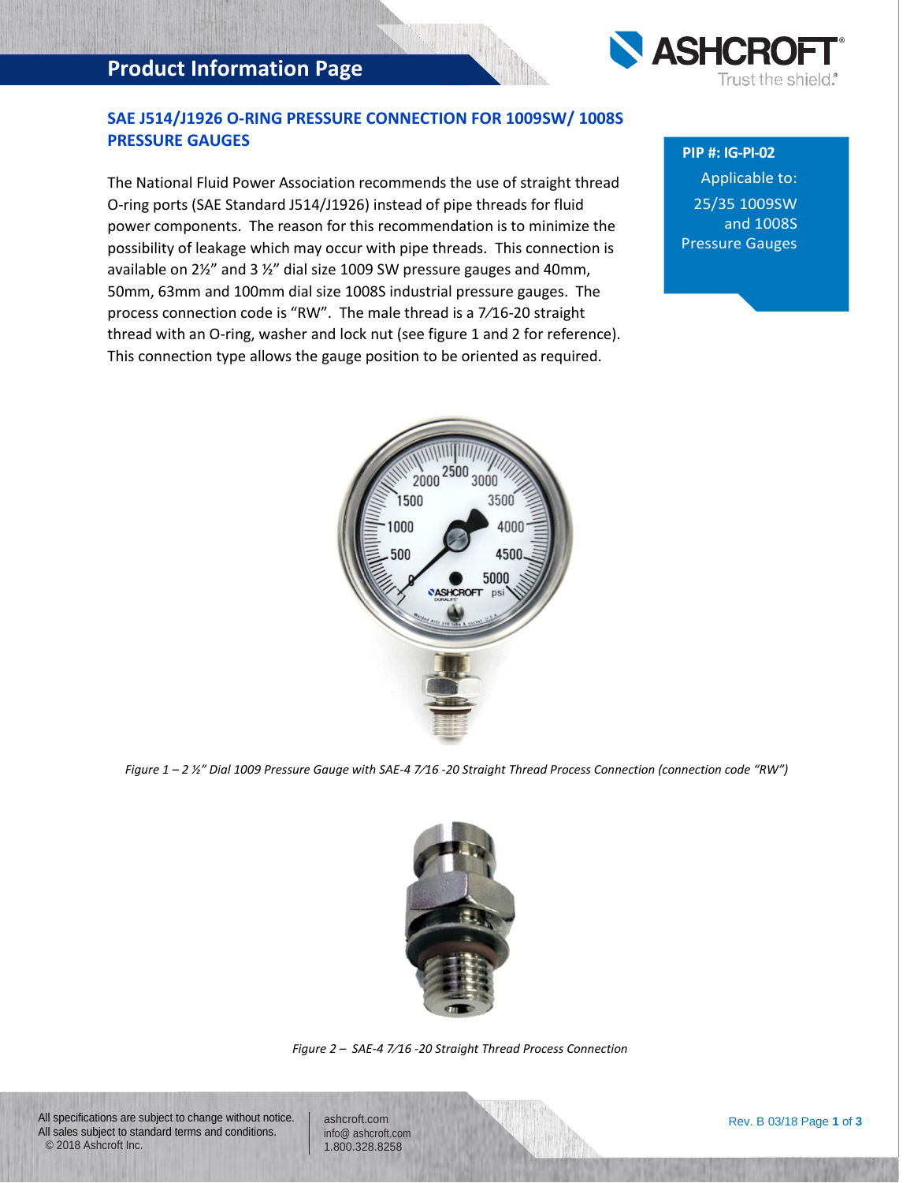## Product Information Page

### SAE J514/J1926 O-RING PRESSURE CONNECTION FOR 1009SW/ 1008S PRESSURE GAUGES

**PIP #: IG-PI-02**

Applicable to:
25/35 1009SW and 1008S Pressure Gauges

The National Fluid Power Association recommends the use of straight thread O-ring ports (SAE Standard J514/J1926) instead of pipe threads for fluid power components. The reason for this recommendation is to minimize the possibility of leakage which may occur with pipe threads. This connection is available on 2½" and 3 ½" dial size 1009 SW pressure gauges and 40mm, 50mm, 63mm and 100mm dial size 1008S industrial pressure gauges. The process connection code is "RW". The male thread is a 7⁄16-20 straight thread with an O-ring, washer and lock nut (see figure 1 and 2 for reference). This connection type allows the gauge position to be oriented as required.

*Figure 1 – 2 ½" Dial 1009 Pressure Gauge with SAE-4 7⁄16 -20 Straight Thread Process Connection (connection code "RW")*

*Figure 2 – SAE-4 7⁄16 -20 Straight Thread Process Connection*

All specifications are subject to change without notice.
All sales subject to standard terms and conditions.
© 2018 Ashcroft Inc.

ashcroft.com
info@ ashcroft.com
1.800.328.8258

Rev. B 03/18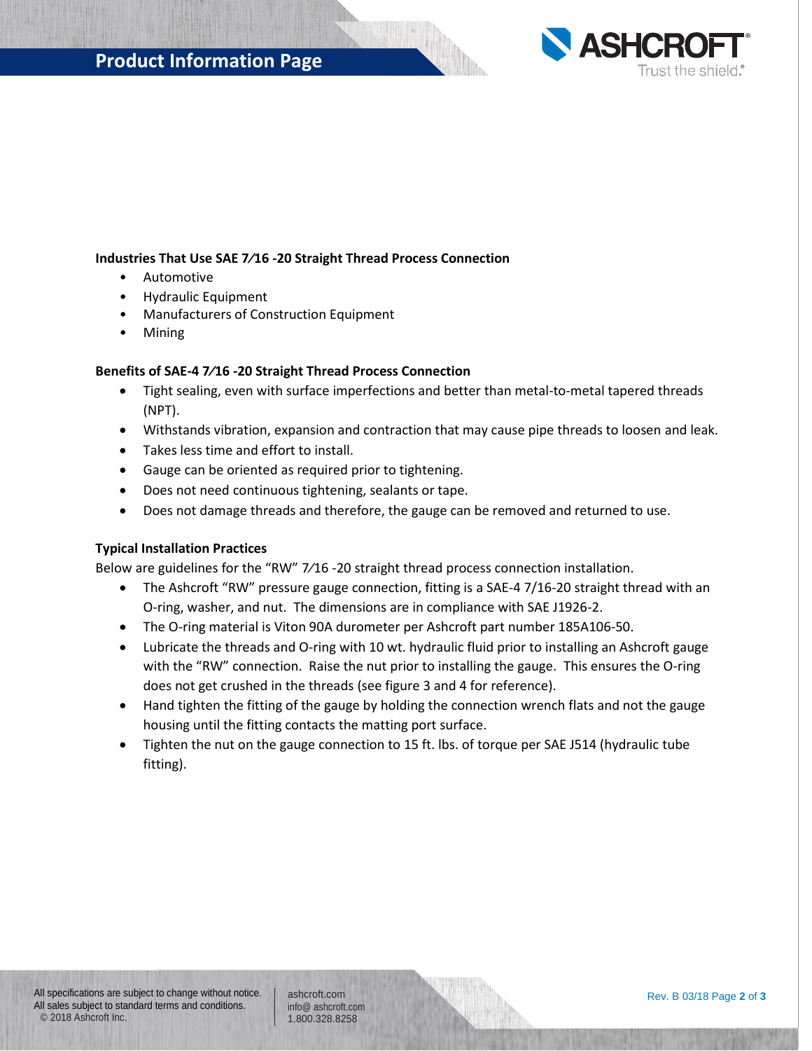**Industries That Use SAE 7⁄16 -20 Straight Thread Process Connection**

- Automotive
- Hydraulic Equipment
- Manufacturers of Construction Equipment
- Mining

**Benefits of SAE-4 7⁄16 -20 Straight Thread Process Connection**

- Tight sealing, even with surface imperfections and better than metal-to-metal tapered threads (NPT).
- Withstands vibration, expansion and contraction that may cause pipe threads to loosen and leak.
- Takes less time and effort to install.
- Gauge can be oriented as required prior to tightening.
- Does not need continuous tightening, sealants or tape.
- Does not damage threads and therefore, the gauge can be removed and returned to use.

**Typical Installation Practices**

Below are guidelines for the "RW" 7⁄16 -20 straight thread process connection installation.

- The Ashcroft "RW" pressure gauge connection, fitting is a SAE-4 7/16-20 straight thread with an O-ring, washer, and nut. The dimensions are in compliance with SAE J1926-2.
- The O-ring material is Viton 90A durometer per Ashcroft part number 185A106-50.
- Lubricate the threads and O-ring with 10 wt. hydraulic fluid prior to installing an Ashcroft gauge with the "RW" connection. Raise the nut prior to installing the gauge. This ensures the O-ring does not get crushed in the threads (see figure 3 and 4 for reference).
- Hand tighten the fitting of the gauge by holding the connection wrench flats and not the gauge housing until the fitting contacts the matting port surface.
- Tighten the nut on the gauge connection to 15 ft. lbs. of torque per SAE J514 (hydraulic tube fitting).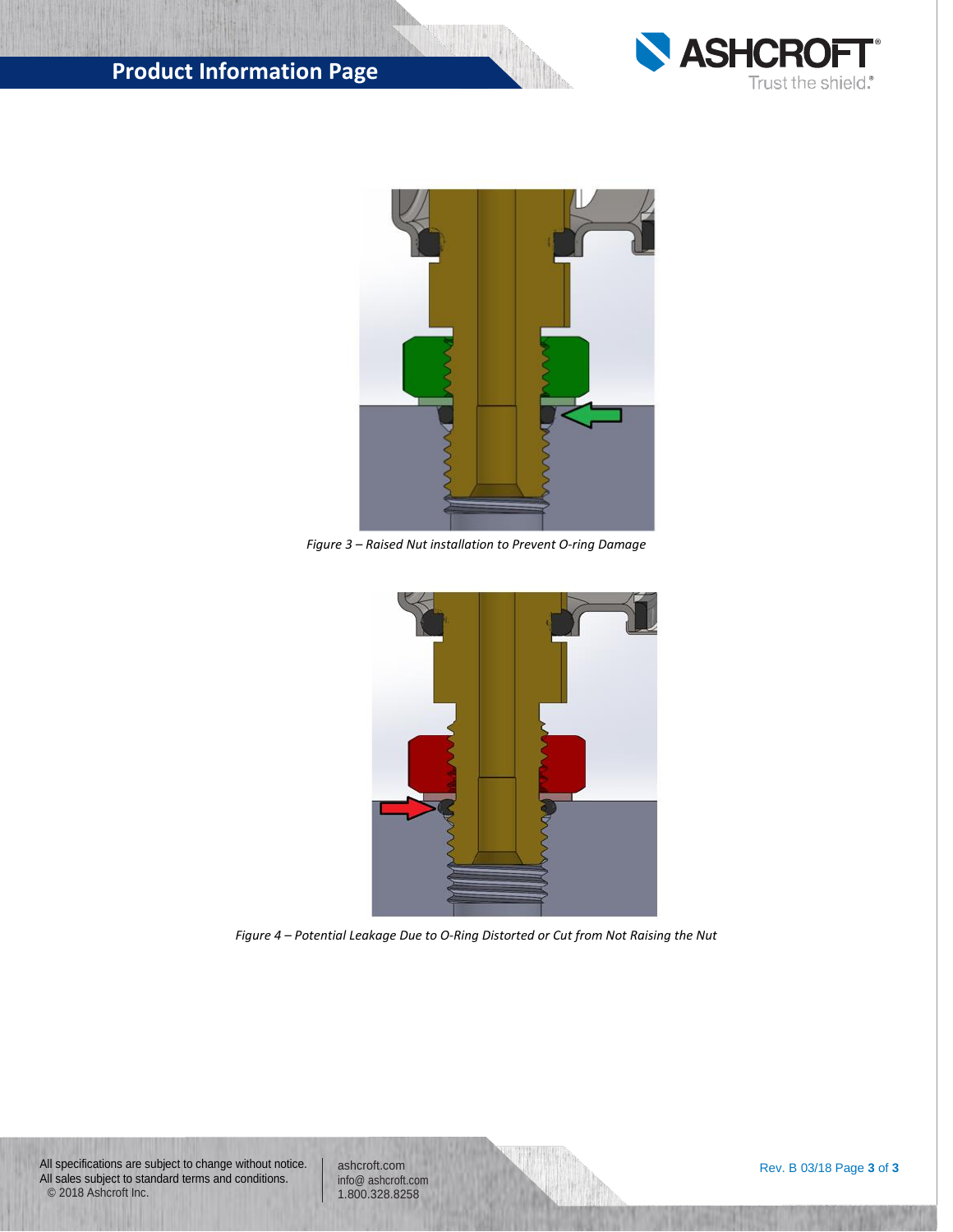*Figure 3 – Raised Nut installation to Prevent O-ring Damage*

*Figure 4 – Potential Leakage Due to O-Ring Distorted or Cut from Not Raising the Nut*